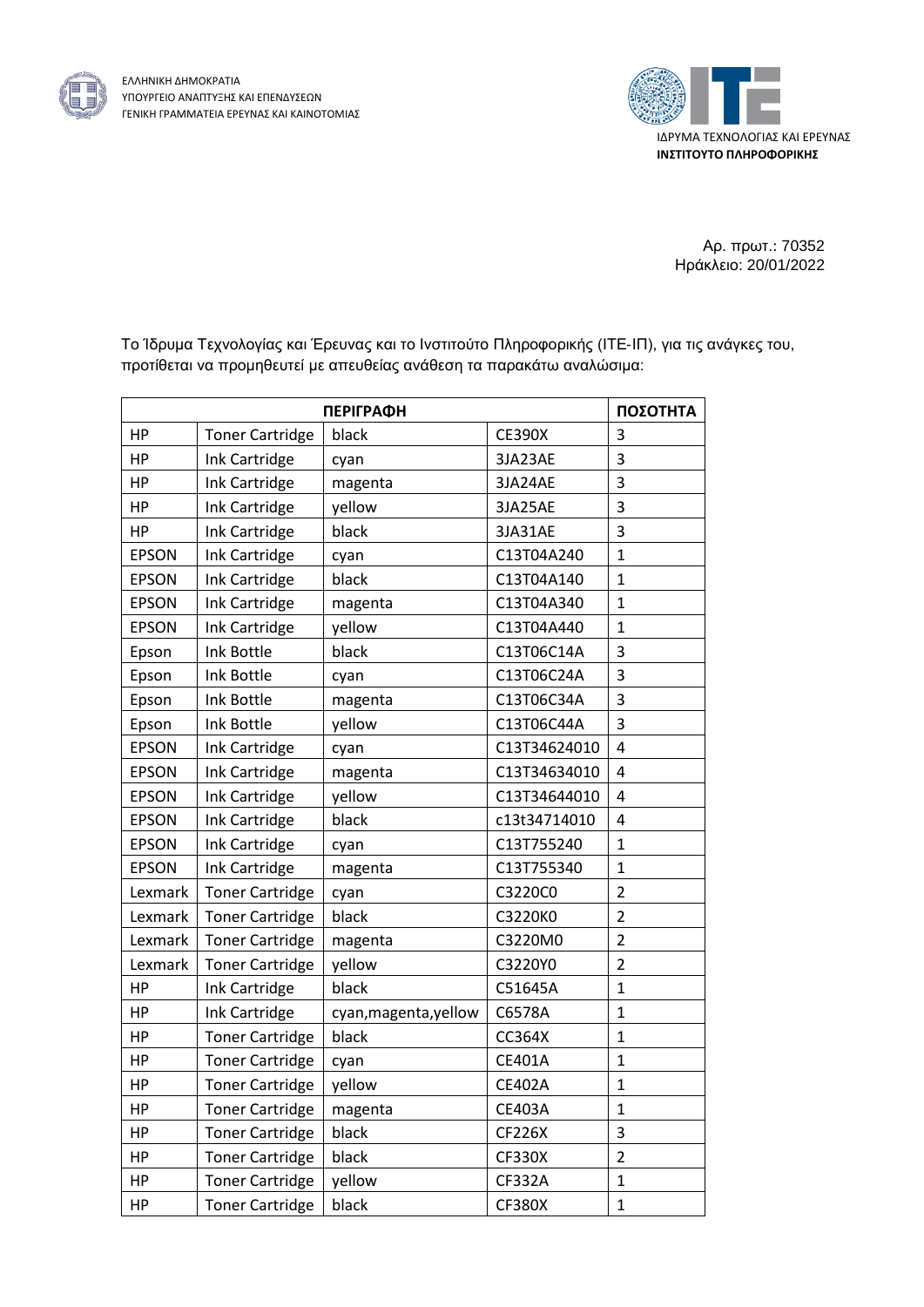ΕΛΛΗΝΙΚΗ ΔΗΜΟΚΡΑΤΙΑ
ΥΠΟΥΡΓΕΙΟ ΑΝΑΠΤΥΞΗΣ ΚΑΙ ΕΠΕΝΔΥΣΕΩΝ
ΓΕΝΙΚΗ ΓΡΑΜΜΑΤΕΙΑ ΕΡΕΥΝΑΣ ΚΑΙ ΚΑΙΝΟΤΟΜΙΑΣ

ΙΔΡΥΜΑ ΤΕΧΝΟΛΟΓΙΑΣ ΚΑΙ ΕΡΕΥΝΑΣ
**ΙΝΣΤΙΤΟΥΤΟ ΠΛΗΡΟΦΟΡΙΚΗΣ**

Αρ. πρωτ.: 70352
Ηράκλειο: 20/01/2022

Το Ίδρυμα Τεχνολογίας και Έρευνας και το Ινστιτούτο Πληροφορικής (ΙΤΕ-ΙΠ), για τις ανάγκες του, προτίθεται να προμηθευτεί με απευθείας ανάθεση τα παρακάτω αναλώσιμα:

| ΠΕΡΙΓΡΑΦΗ | | | | ΠΟΣΟΤΗΤΑ |
|---|---|---|---|---|
| HP | Toner Cartridge | black | CE390X | 3 |
| HP | Ink Cartridge | cyan | 3JA23AE | 3 |
| HP | Ink Cartridge | magenta | 3JA24AE | 3 |
| HP | Ink Cartridge | yellow | 3JA25AE | 3 |
| HP | Ink Cartridge | black | 3JA31AE | 3 |
| EPSON | Ink Cartridge | cyan | C13T04A240 | 1 |
| EPSON | Ink Cartridge | black | C13T04A140 | 1 |
| EPSON | Ink Cartridge | magenta | C13T04A340 | 1 |
| EPSON | Ink Cartridge | yellow | C13T04A440 | 1 |
| Epson | Ink Bottle | black | C13T06C14A | 3 |
| Epson | Ink Bottle | cyan | C13T06C24A | 3 |
| Epson | Ink Bottle | magenta | C13T06C34A | 3 |
| Epson | Ink Bottle | yellow | C13T06C44A | 3 |
| EPSON | Ink Cartridge | cyan | C13T34624010 | 4 |
| EPSON | Ink Cartridge | magenta | C13T34634010 | 4 |
| EPSON | Ink Cartridge | yellow | C13T34644010 | 4 |
| EPSON | Ink Cartridge | black | c13t34714010 | 4 |
| EPSON | Ink Cartridge | cyan | C13T755240 | 1 |
| EPSON | Ink Cartridge | magenta | C13T755340 | 1 |
| Lexmark | Toner Cartridge | cyan | C3220C0 | 2 |
| Lexmark | Toner Cartridge | black | C3220K0 | 2 |
| Lexmark | Toner Cartridge | magenta | C3220M0 | 2 |
| Lexmark | Toner Cartridge | yellow | C3220Y0 | 2 |
| HP | Ink Cartridge | black | C51645A | 1 |
| HP | Ink Cartridge | cyan,magenta,yellow | C6578A | 1 |
| HP | Toner Cartridge | black | CC364X | 1 |
| HP | Toner Cartridge | cyan | CE401A | 1 |
| HP | Toner Cartridge | yellow | CE402A | 1 |
| HP | Toner Cartridge | magenta | CE403A | 1 |
| HP | Toner Cartridge | black | CF226X | 3 |
| HP | Toner Cartridge | black | CF330X | 2 |
| HP | Toner Cartridge | yellow | CF332A | 1 |
| HP | Toner Cartridge | black | CF380X | 1 |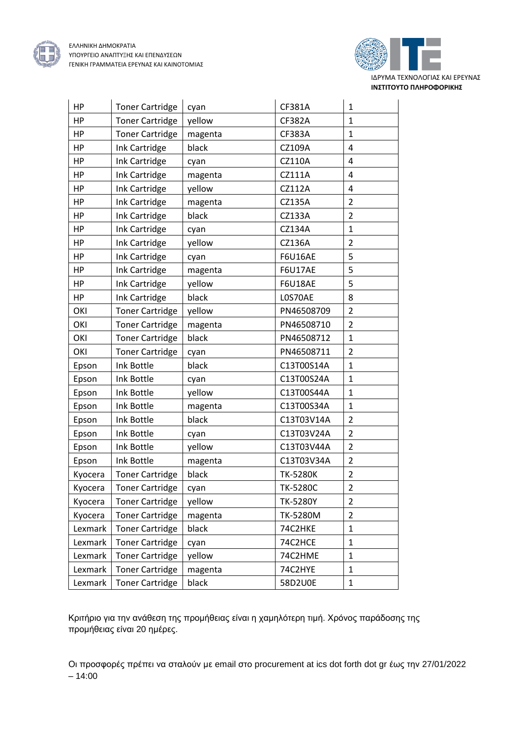| HP | Toner Cartridge | cyan | CF381A | 1 |
|---|---|---|---|---|
| HP | Toner Cartridge | yellow | CF382A | 1 |
| HP | Toner Cartridge | magenta | CF383A | 1 |
| HP | Ink Cartridge | black | CZ109A | 4 |
| HP | Ink Cartridge | cyan | CZ110A | 4 |
| HP | Ink Cartridge | magenta | CZ111A | 4 |
| HP | Ink Cartridge | yellow | CZ112A | 4 |
| HP | Ink Cartridge | magenta | CZ135A | 2 |
| HP | Ink Cartridge | black | CZ133A | 2 |
| HP | Ink Cartridge | cyan | CZ134A | 1 |
| HP | Ink Cartridge | yellow | CZ136A | 2 |
| HP | Ink Cartridge | cyan | F6U16AE | 5 |
| HP | Ink Cartridge | magenta | F6U17AE | 5 |
| HP | Ink Cartridge | yellow | F6U18AE | 5 |
| HP | Ink Cartridge | black | L0S70AE | 8 |
| OKI | Toner Cartridge | yellow | PN46508709 | 2 |
| OKI | Toner Cartridge | magenta | PN46508710 | 2 |
| OKI | Toner Cartridge | black | PN46508712 | 1 |
| OKI | Toner Cartridge | cyan | PN46508711 | 2 |
| Epson | Ink Bottle | black | C13T00S14A | 1 |
| Epson | Ink Bottle | cyan | C13T00S24A | 1 |
| Epson | Ink Bottle | yellow | C13T00S44A | 1 |
| Epson | Ink Bottle | magenta | C13T00S34A | 1 |
| Epson | Ink Bottle | black | C13T03V14A | 2 |
| Epson | Ink Bottle | cyan | C13T03V24A | 2 |
| Epson | Ink Bottle | yellow | C13T03V44A | 2 |
| Epson | Ink Bottle | magenta | C13T03V34A | 2 |
| Kyocera | Toner Cartridge | black | TK-5280K | 2 |
| Kyocera | Toner Cartridge | cyan | TK-5280C | 2 |
| Kyocera | Toner Cartridge | yellow | TK-5280Y | 2 |
| Kyocera | Toner Cartridge | magenta | TK-5280M | 2 |
| Lexmark | Toner Cartridge | black | 74C2HKE | 1 |
| Lexmark | Toner Cartridge | cyan | 74C2HCE | 1 |
| Lexmark | Toner Cartridge | yellow | 74C2HME | 1 |
| Lexmark | Toner Cartridge | magenta | 74C2HYE | 1 |
| Lexmark | Toner Cartridge | black | 58D2U0E | 1 |

Κριτήριο για την ανάθεση της προμήθειας είναι η χαμηλότερη τιμή. Χρόνος παράδοσης της προμήθειας είναι 20 ημέρες.

Οι προσφορές πρέπει να σταλούν με email στο procurement at ics dot forth dot gr έως την 27/01/2022 – 14:00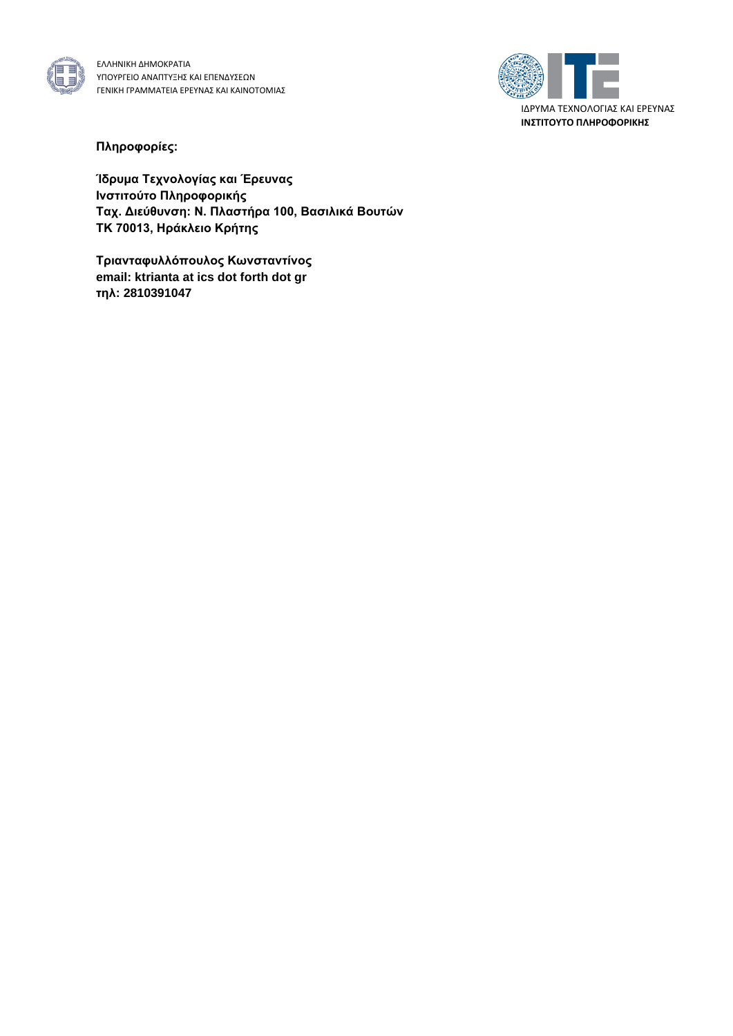ΕΛΛΗΝΙΚΗ ΔΗΜΟΚΡΑΤΙΑ
ΥΠΟΥΡΓΕΙΟ ΑΝΑΠΤΥΞΗΣ ΚΑΙ ΕΠΕΝΔΥΣΕΩΝ
ΓΕΝΙΚΗ ΓΡΑΜΜΑΤΕΙΑ ΕΡΕΥΝΑΣ ΚΑΙ ΚΑΙΝΟΤΟΜΙΑΣ

ΙΔΡΥΜΑ ΤΕΧΝΟΛΟΓΙΑΣ ΚΑΙ ΕΡΕΥΝΑΣ
**ΙΝΣΤΙΤΟΥΤΟ ΠΛΗΡΟΦΟΡΙΚΗΣ**

**Πληροφορίες:**

**Ίδρυμα Τεχνολογίας και Έρευνας**
**Ινστιτούτο Πληροφορικής**
**Ταχ. Διεύθυνση: Ν. Πλαστήρα 100, Βασιλικά Βουτών**
**ΤΚ 70013, Ηράκλειο Κρήτης**

**Τριανταφυλλόπουλος Κωνσταντίνος**
**email: ktrianta at ics dot forth dot gr**
**τηλ: 2810391047**